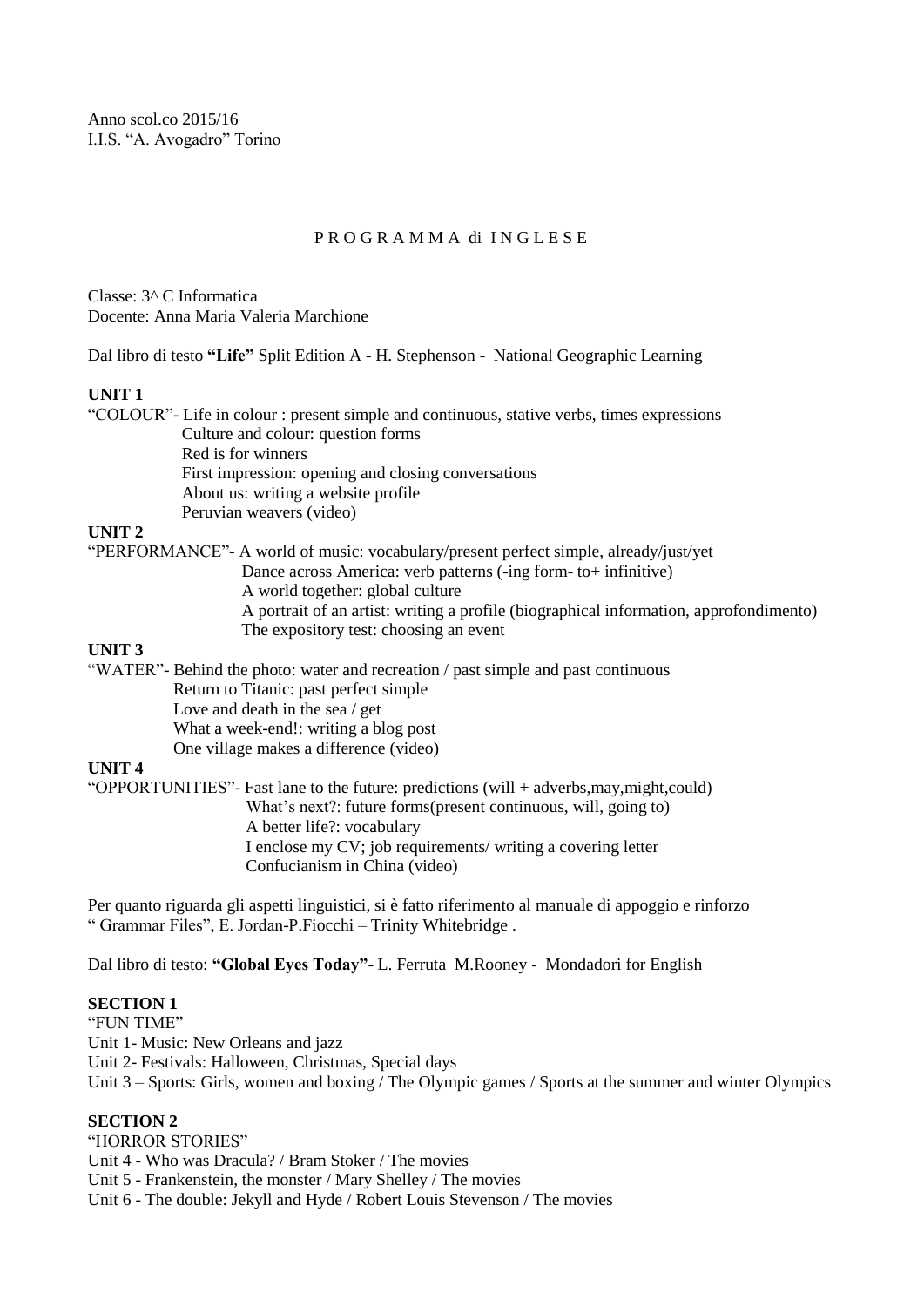Anno scol.co 2015/16
I.I.S. "A. Avogadro" Torino

# P R O G R A M M A di I N G L E S E

Classe: 3^ C Informatica
Docente: Anna Maria Valeria Marchione

Dal libro di testo **"Life"** Split Edition A - H. Stephenson - National Geographic Learning

**UNIT 1**

"COLOUR"- Life in colour : present simple and continuous, stative verbs, times expressions
Culture and colour: question forms
Red is for winners
First impression: opening and closing conversations
About us: writing a website profile
Peruvian weavers (video)

**UNIT 2**

"PERFORMANCE"- A world of music: vocabulary/present perfect simple, already/just/yet
Dance across America: verb patterns (-ing form- to+ infinitive)
A world together: global culture
A portrait of an artist: writing a profile (biographical information, approfondimento)
The expository test: choosing an event

**UNIT 3**

"WATER"- Behind the photo: water and recreation / past simple and past continuous
Return to Titanic: past perfect simple
Love and death in the sea / get
What a week-end!: writing a blog post
One village makes a difference (video)

**UNIT 4**

"OPPORTUNITIES"- Fast lane to the future: predictions (will + adverbs,may,might,could)
What's next?: future forms(present continuous, will, going to)
A better life?: vocabulary
I enclose my CV; job requirements/ writing a covering letter
Confucianism in China (video)

Per quanto riguarda gli aspetti linguistici, si è fatto riferimento al manuale di appoggio e rinforzo " Grammar Files", E. Jordan-P.Fiocchi – Trinity Whitebridge .

Dal libro di testo: **"Global Eyes Today"**- L. Ferruta M.Rooney - Mondadori for English

**SECTION 1**

"FUN TIME"
Unit 1- Music: New Orleans and jazz
Unit 2- Festivals: Halloween, Christmas, Special days
Unit 3 – Sports: Girls, women and boxing / The Olympic games / Sports at the summer and winter Olympics

**SECTION 2**

"HORROR STORIES"
Unit 4 - Who was Dracula? / Bram Stoker / The movies
Unit 5 - Frankenstein, the monster / Mary Shelley / The movies
Unit 6 - The double: Jekyll and Hyde / Robert Louis Stevenson / The movies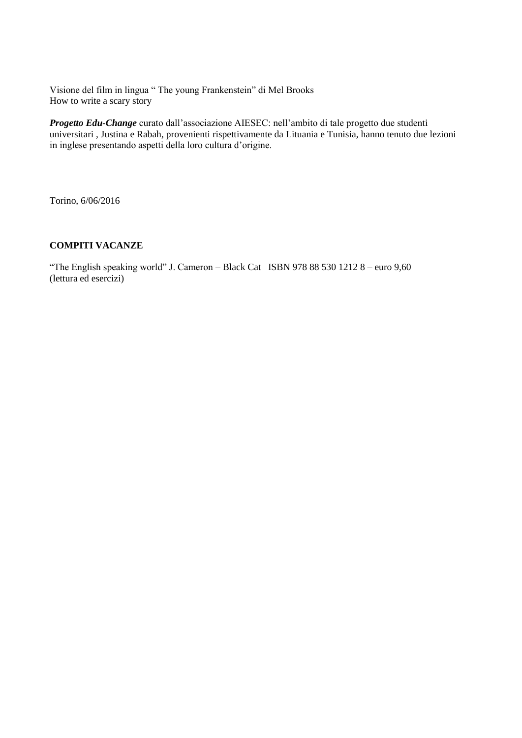Visione del film in lingua " The young Frankenstein" di Mel Brooks
How to write a scary story

***Progetto Edu-Change*** curato dall'associazione AIESEC: nell'ambito di tale progetto due studenti universitari , Justina e Rabah, provenienti rispettivamente da Lituania e Tunisia, hanno tenuto due lezioni in inglese presentando aspetti della loro cultura d'origine.

Torino, 6/06/2016

**COMPITI VACANZE**

"The English speaking world" J. Cameron – Black Cat ISBN 978 88 530 1212 8 – euro 9,60
(lettura ed esercizi)